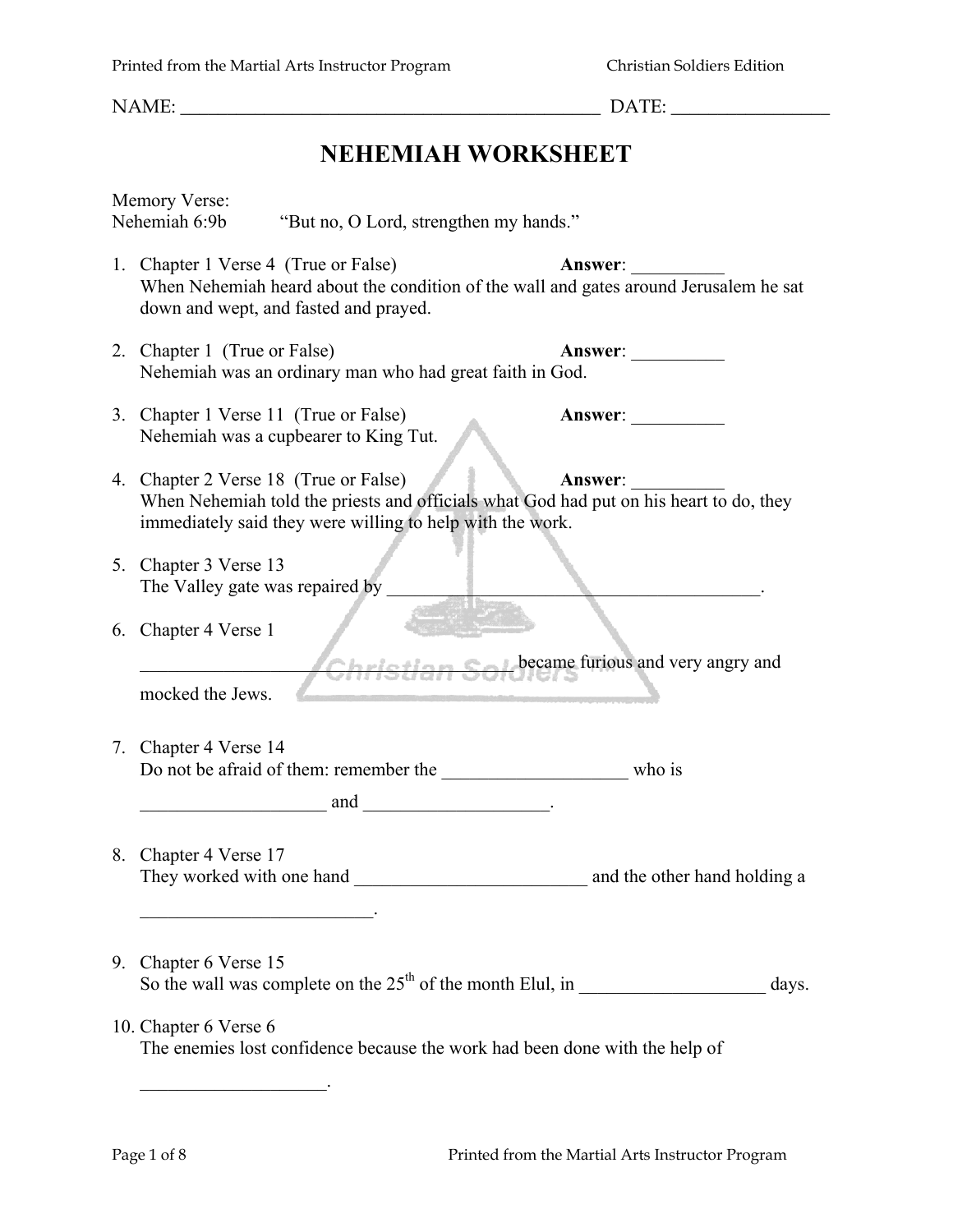NAME: _______________________________________________ DATE: _________________

# NEHEMIAH WORKSHEET

Memory Verse:
Nehemiah 6:9b "But no, O Lord, strengthen my hands."

1. Chapter 1 Verse 4 (True or False) **Answer**: __________
   When Nehemiah heard about the condition of the wall and gates around Jerusalem he sat down and wept, and fasted and prayed.

2. Chapter 1 (True or False) **Answer**: __________
   Nehemiah was an ordinary man who had great faith in God.

3. Chapter 1 Verse 11 (True or False) **Answer**: __________
   Nehemiah was a cupbearer to King Tut.

4. Chapter 2 Verse 18 (True or False) **Answer**: __________
   When Nehemiah told the priests and officials what God had put on his heart to do, they immediately said they were willing to help with the work.

5. Chapter 3 Verse 13
   The Valley gate was repaired by _________________________________________.

6. Chapter 4 Verse 1
   ____________________________________ became furious and very angry and mocked the Jews.

7. Chapter 4 Verse 14
   Do not be afraid of them: remember the ____________________ who is ____________________ and ____________________.

8. Chapter 4 Verse 17
   They worked with one hand _________________________ and the other hand holding a _________________________.

9. Chapter 6 Verse 15
   So the wall was complete on the 25th of the month Elul, in ____________________ days.

10. Chapter 6 Verse 6
    The enemies lost confidence because the work had been done with the help of ____________________.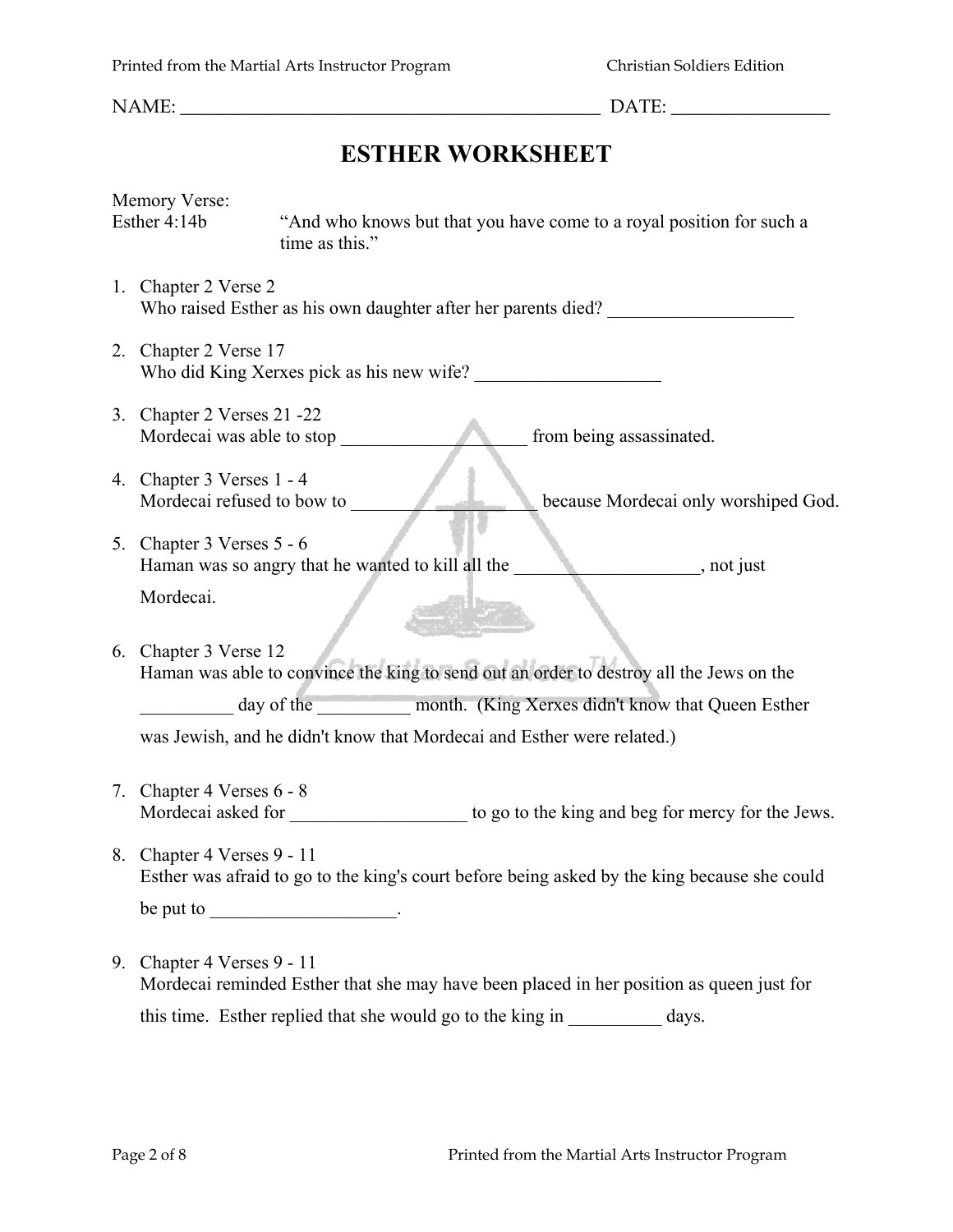NAME: ______________________________________________ DATE: _________________

# ESTHER WORKSHEET

Memory Verse:
Esther 4:14b "And who knows but that you have come to a royal position for such a time as this."

1. Chapter 2 Verse 2
   Who raised Esther as his own daughter after her parents died? ____________________

2. Chapter 2 Verse 17
   Who did King Xerxes pick as his new wife? ____________________

3. Chapter 2 Verses 21 -22
   Mordecai was able to stop ____________________ from being assassinated.

4. Chapter 3 Verses 1 - 4
   Mordecai refused to bow to ____________________ because Mordecai only worshiped God.

5. Chapter 3 Verses 5 - 6
   Haman was so angry that he wanted to kill all the ____________________, not just Mordecai.

6. Chapter 3 Verse 12
   Haman was able to convince the king to send out an order to destroy all the Jews on the __________ day of the __________ month. (King Xerxes didn't know that Queen Esther was Jewish, and he didn't know that Mordecai and Esther were related.)

7. Chapter 4 Verses 6 - 8
   Mordecai asked for ___________________ to go to the king and beg for mercy for the Jews.

8. Chapter 4 Verses 9 - 11
   Esther was afraid to go to the king's court before being asked by the king because she could be put to ____________________.

9. Chapter 4 Verses 9 - 11
   Mordecai reminded Esther that she may have been placed in her position as queen just for this time. Esther replied that she would go to the king in __________ days.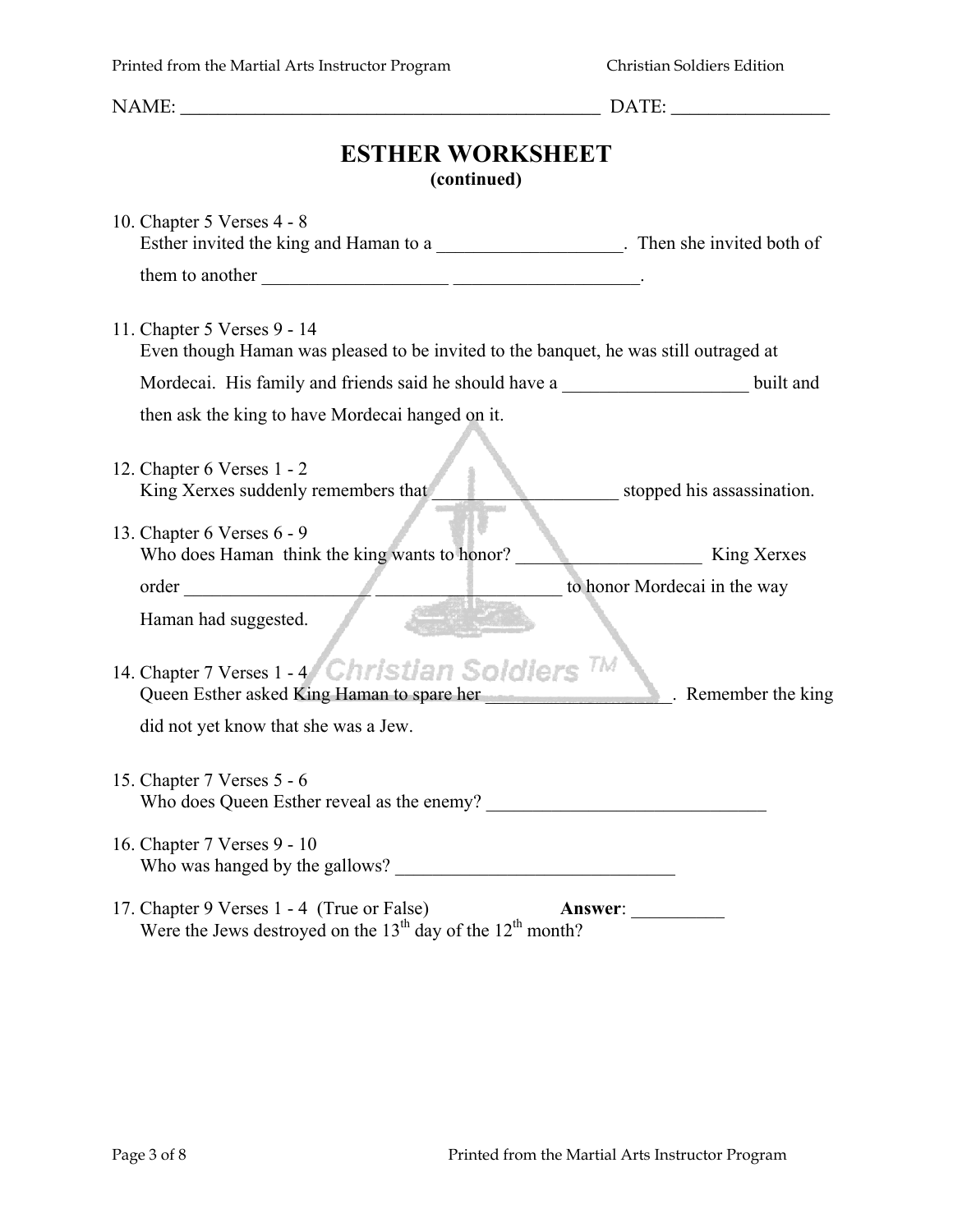NAME: ______________________________________________ DATE: ________________

# ESTHER WORKSHEET

**(continued)**

10. Chapter 5 Verses 4 - 8
    Esther invited the king and Haman to a ____________________. Then she invited both of them to another ____________________ ____________________.

11. Chapter 5 Verses 9 - 14
    Even though Haman was pleased to be invited to the banquet, he was still outraged at Mordecai. His family and friends said he should have a ____________________ built and then ask the king to have Mordecai hanged on it.

12. Chapter 6 Verses 1 - 2
    King Xerxes suddenly remembers that ____________________ stopped his assassination.

13. Chapter 6 Verses 6 - 9
    Who does Haman think the king wants to honor? ____________________ King Xerxes order ____________________ ____________________ to honor Mordecai in the way Haman had suggested.

14. Chapter 7 Verses 1 - 4
    Queen Esther asked King Haman to spare her ____________________. Remember the king did not yet know that she was a Jew.

15. Chapter 7 Verses 5 - 6
    Who does Queen Esther reveal as the enemy? ______________________________

16. Chapter 7 Verses 9 - 10
    Who was hanged by the gallows? ______________________________

17. Chapter 9 Verses 1 - 4 (True or False) **Answer**: __________
    Were the Jews destroyed on the 13th day of the 12th month?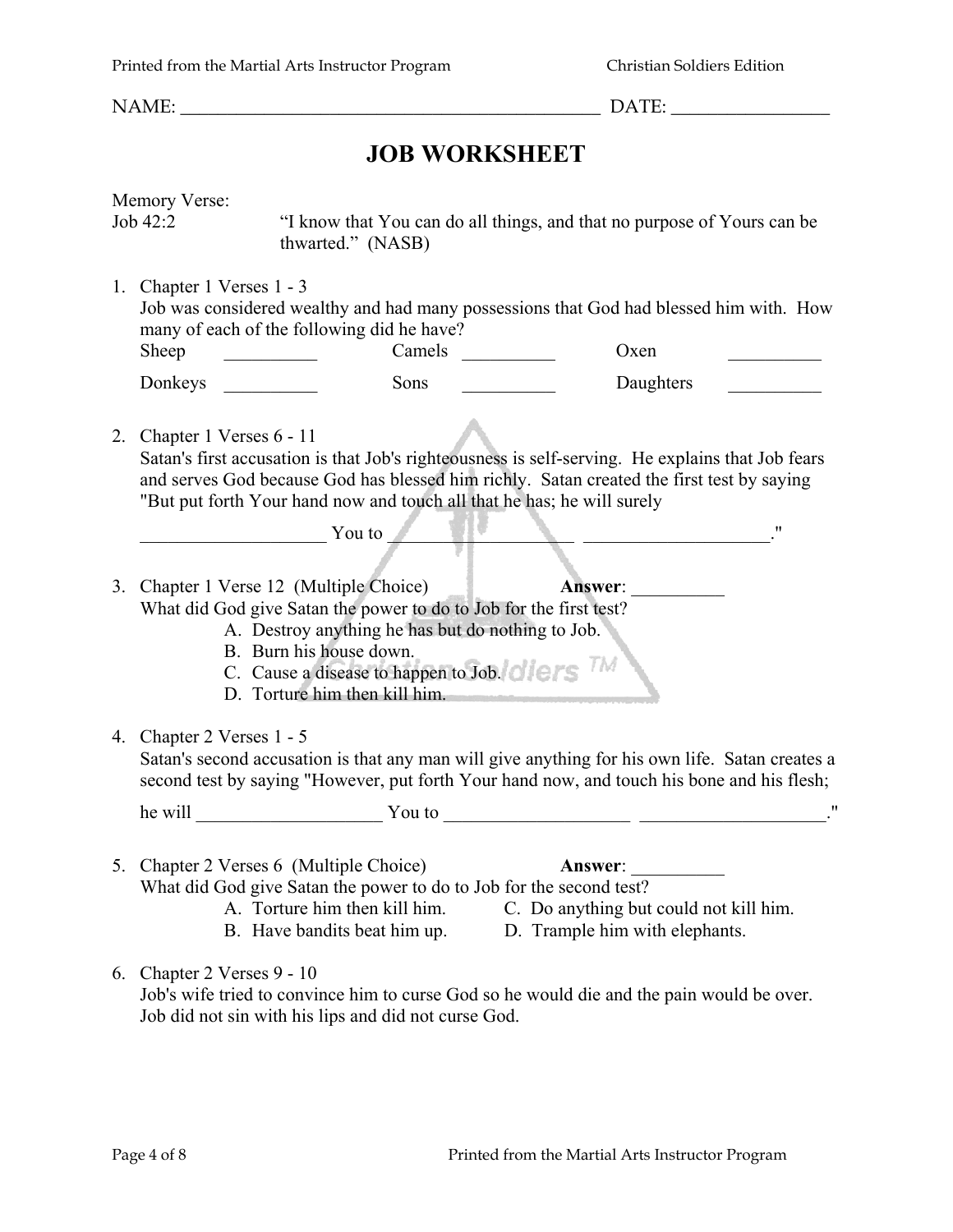NAME: _____________________________________________ DATE: ________________

# JOB WORKSHEET

Memory Verse:
Job 42:2 "I know that You can do all things, and that no purpose of Yours can be thwarted." (NASB)

1. Chapter 1 Verses 1 - 3
   Job was considered wealthy and had many possessions that God had blessed him with. How many of each of the following did he have?

   Sheep __________ Camels __________ Oxen __________

   Donkeys __________ Sons __________ Daughters __________

2. Chapter 1 Verses 6 - 11
   Satan's first accusation is that Job's righteousness is self-serving. He explains that Job fears and serves God because God has blessed him richly. Satan created the first test by saying "But put forth Your hand now and touch all that he has; he will surely

   ____________________ You to ____________________ ____________________."

3. Chapter 1 Verse 12 (Multiple Choice) **Answer**: __________
   What did God give Satan the power to do to Job for the first test?
   - A. Destroy anything he has but do nothing to Job.
   - B. Burn his house down.
   - C. Cause a disease to happen to Job.
   - D. Torture him then kill him.

4. Chapter 2 Verses 1 - 5
   Satan's second accusation is that any man will give anything for his own life. Satan creates a second test by saying "However, put forth Your hand now, and touch his bone and his flesh;

   he will ____________________ You to ____________________ ____________________."

5. Chapter 2 Verses 6 (Multiple Choice) **Answer**: __________
   What did God give Satan the power to do to Job for the second test?
   - A. Torture him then kill him.
   - B. Have bandits beat him up.
   - C. Do anything but could not kill him.
   - D. Trample him with elephants.

6. Chapter 2 Verses 9 - 10
   Job's wife tried to convince him to curse God so he would die and the pain would be over. Job did not sin with his lips and did not curse God.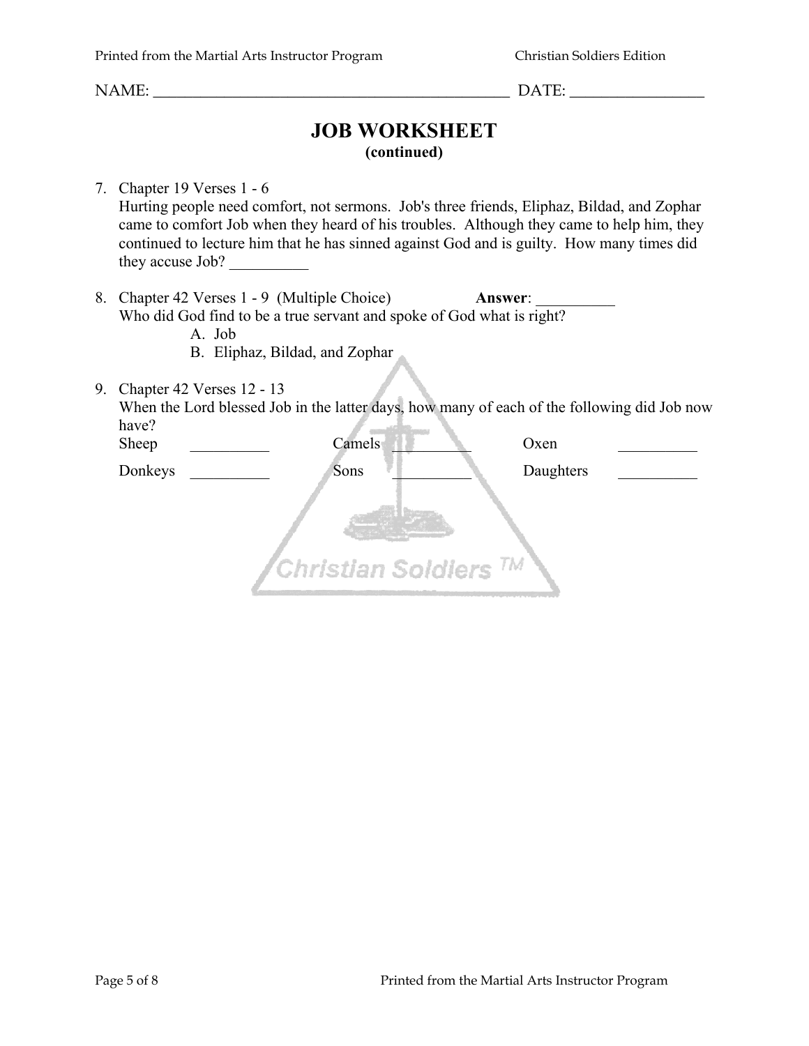NAME: _______________________________________________ DATE: _________________

# JOB WORKSHEET
**(continued)**

7. Chapter 19 Verses 1 - 6
   Hurting people need comfort, not sermons. Job's three friends, Eliphaz, Bildad, and Zophar came to comfort Job when they heard of his troubles. Although they came to help him, they continued to lecture him that he has sinned against God and is guilty. How many times did they accuse Job? __________

8. Chapter 42 Verses 1 - 9 (Multiple Choice) **Answer**: __________
   Who did God find to be a true servant and spoke of God what is right?
   A. Job
   B. Eliphaz, Bildad, and Zophar

9. Chapter 42 Verses 12 - 13
   When the Lord blessed Job in the latter days, how many of each of the following did Job now have?

| | | | | | |
|---|---|---|---|---|---|
| Sheep | __________ | Camels | __________ | Oxen | __________ |
| Donkeys | __________ | Sons | __________ | Daughters | __________ |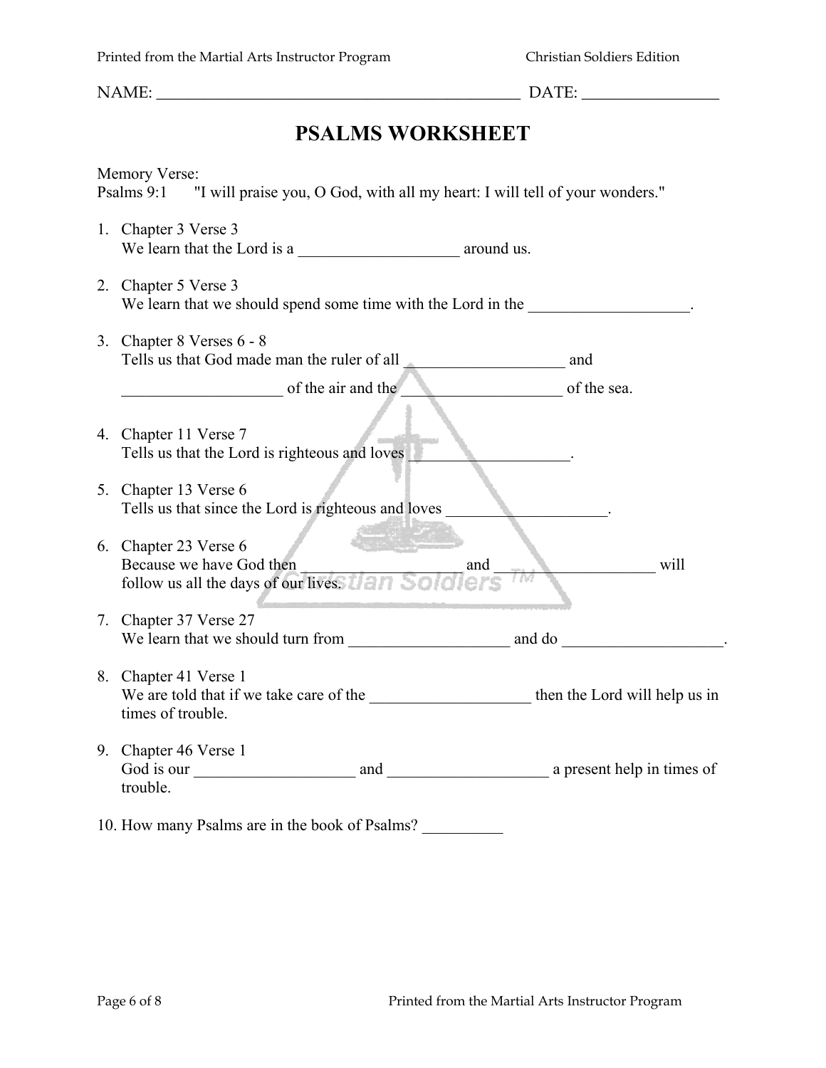NAME: ______________________________________________ DATE: _________________

# PSALMS WORKSHEET

Memory Verse:
Psalms 9:1 "I will praise you, O God, with all my heart: I will tell of your wonders."

1. Chapter 3 Verse 3
   We learn that the Lord is a ____________________ around us.

2. Chapter 5 Verse 3
   We learn that we should spend some time with the Lord in the ____________________.

3. Chapter 8 Verses 6 - 8
   Tells us that God made man the ruler of all ____________________ and
   ____________________ of the air and the ____________________ of the sea.

4. Chapter 11 Verse 7
   Tells us that the Lord is righteous and loves ____________________.

5. Chapter 13 Verse 6
   Tells us that since the Lord is righteous and loves ____________________.

6. Chapter 23 Verse 6
   Because we have God then ____________________ and ____________________ will follow us all the days of our lives.

7. Chapter 37 Verse 27
   We learn that we should turn from ____________________ and do ____________________.

8. Chapter 41 Verse 1
   We are told that if we take care of the ____________________ then the Lord will help us in times of trouble.

9. Chapter 46 Verse 1
   God is our ____________________ and ____________________ a present help in times of trouble.

10. How many Psalms are in the book of Psalms? __________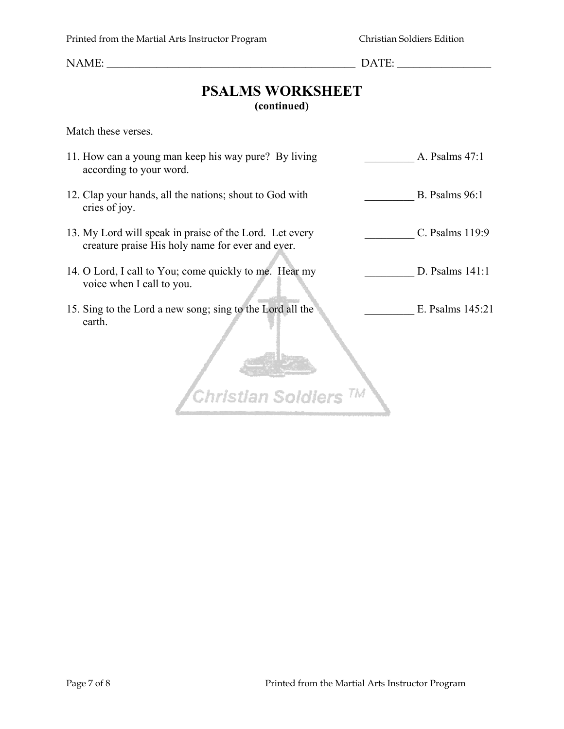NAME: ______________________________________________ DATE: _________________

# PSALMS WORKSHEET

**(continued)**

Match these verses.

11. How can a young man keep his way pure? By living according to your word. _________ A. Psalms 47:1

12. Clap your hands, all the nations; shout to God with cries of joy. _________ B. Psalms 96:1

13. My Lord will speak in praise of the Lord. Let every creature praise His holy name for ever and ever. _________ C. Psalms 119:9

14. O Lord, I call to You; come quickly to me. Hear my voice when I call to you. _________ D. Psalms 141:1

15. Sing to the Lord a new song; sing to the Lord all the earth. _________ E. Psalms 145:21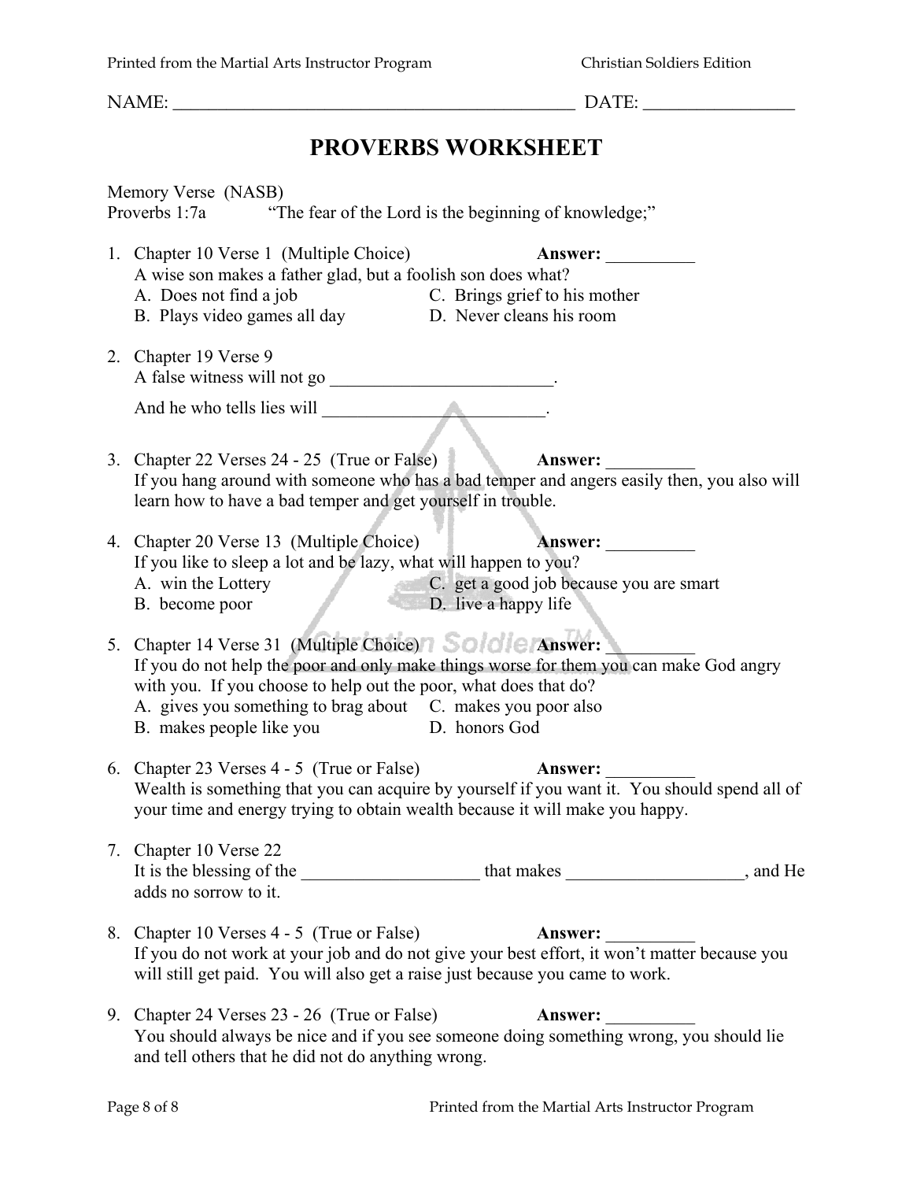NAME: ______________________________________________ DATE: ________________

# PROVERBS WORKSHEET

Memory Verse (NASB)
Proverbs 1:7a "The fear of the Lord is the beginning of knowledge;"

1. Chapter 10 Verse 1 (Multiple Choice) **Answer:** __________
   A wise son makes a father glad, but a foolish son does what?
   A. Does not find a job
   B. Plays video games all day
   C. Brings grief to his mother
   D. Never cleans his room

2. Chapter 19 Verse 9
   A false witness will not go ________________________.

   And he who tells lies will ________________________.

3. Chapter 22 Verses 24 - 25 (True or False) **Answer:** __________
   If you hang around with someone who has a bad temper and angers easily then, you also will learn how to have a bad temper and get yourself in trouble.

4. Chapter 20 Verse 13 (Multiple Choice) **Answer:** __________
   If you like to sleep a lot and be lazy, what will happen to you?
   A. win the Lottery
   B. become poor
   C. get a good job because you are smart
   D. live a happy life

5. Chapter 14 Verse 31 (Multiple Choice) **Answer:** __________
   If you do not help the poor and only make things worse for them you can make God angry with you. If you choose to help out the poor, what does that do?
   A. gives you something to brag about
   B. makes people like you
   C. makes you poor also
   D. honors God

6. Chapter 23 Verses 4 - 5 (True or False) **Answer:** __________
   Wealth is something that you can acquire by yourself if you want it. You should spend all of your time and energy trying to obtain wealth because it will make you happy.

7. Chapter 10 Verse 22
   It is the blessing of the ___________________ that makes ___________________, and He adds no sorrow to it.

8. Chapter 10 Verses 4 - 5 (True or False) **Answer:** __________
   If you do not work at your job and do not give your best effort, it won't matter because you will still get paid. You will also get a raise just because you came to work.

9. Chapter 24 Verses 23 - 26 (True or False) **Answer:** __________
   You should always be nice and if you see someone doing something wrong, you should lie and tell others that he did not do anything wrong.